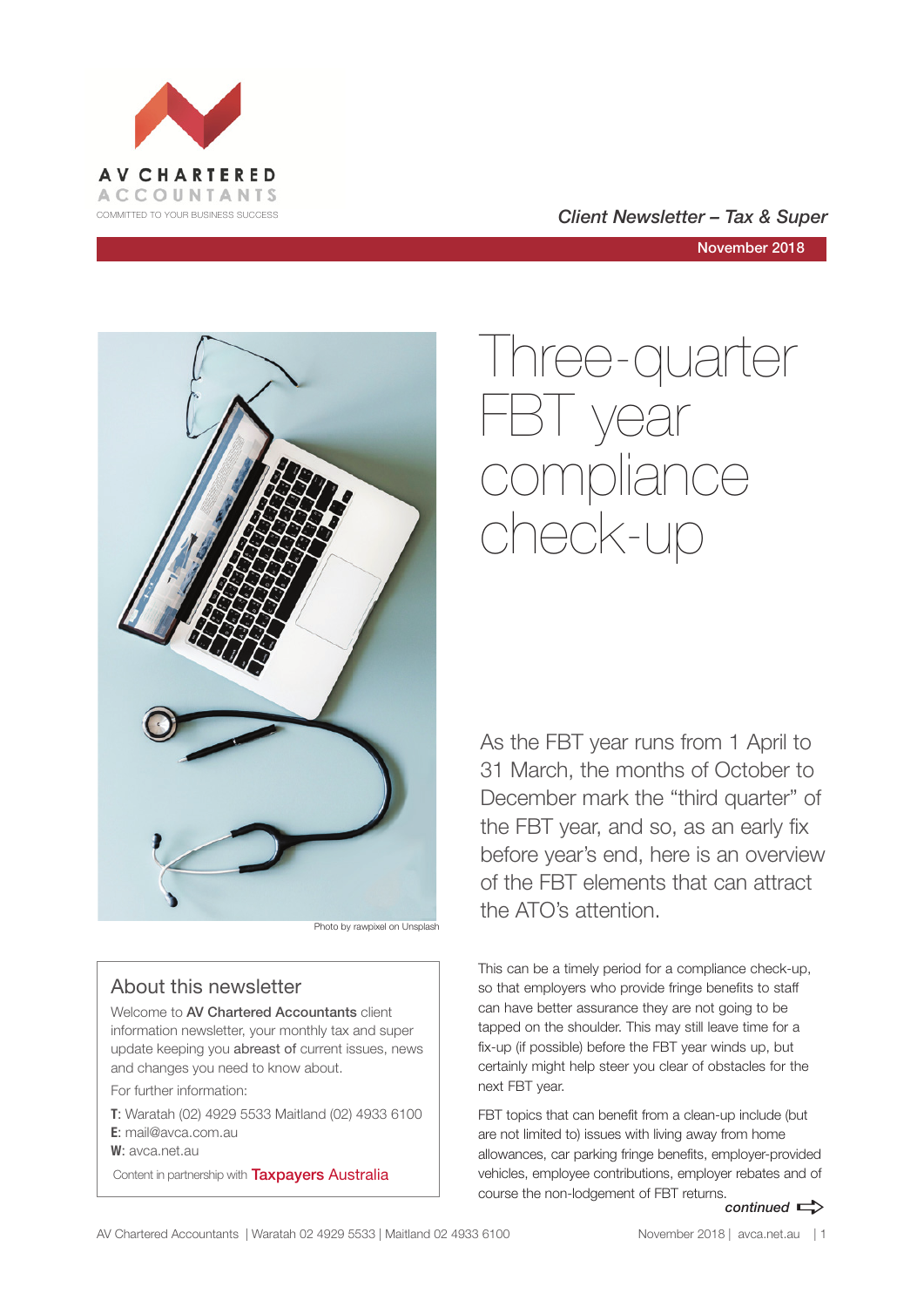AV CHARTERED ACCOUNTANTS

COMMITTED TO YOUR BUSINESS SUCCESS

*Client Newsletter – Tax & Super*

November 2018

Photo by rawpixel on Unsplash

# Three-quarter FBT year compliance check-up

As the FBT year runs from 1 April to 31 March, the months of October to December mark the "third quarter" of the FBT year, and so, as an early fix before year's end, here is an overview of the FBT elements that can attract the ATO's attention.

This can be a timely period for a compliance check-up, so that employers who provide fringe benefits to staff can have better assurance they are not going to be tapped on the shoulder. This may still leave time for a fix-up (if possible) before the FBT year winds up, but certainly might help steer you clear of obstacles for the next FBT year.

FBT topics that can benefit from a clean-up include (but are not limited to) issues with living away from home allowances, car parking fringe benefits, employer-provided vehicles, employee contributions, employer rebates and of course the non-lodgement of FBT returns.

*continued*

## About this newsletter

Welcome to **AV Chartered Accountants** client information newsletter, your monthly tax and super update keeping you **abreast of** current issues, news and changes you need to know about.

For further information:

**T**: Waratah (02) 4929 5533 Maitland (02) 4933 6100
**E**: mail@avca.com.au
**W**: avca.net.au

Content in partnership with Taxpayers Australia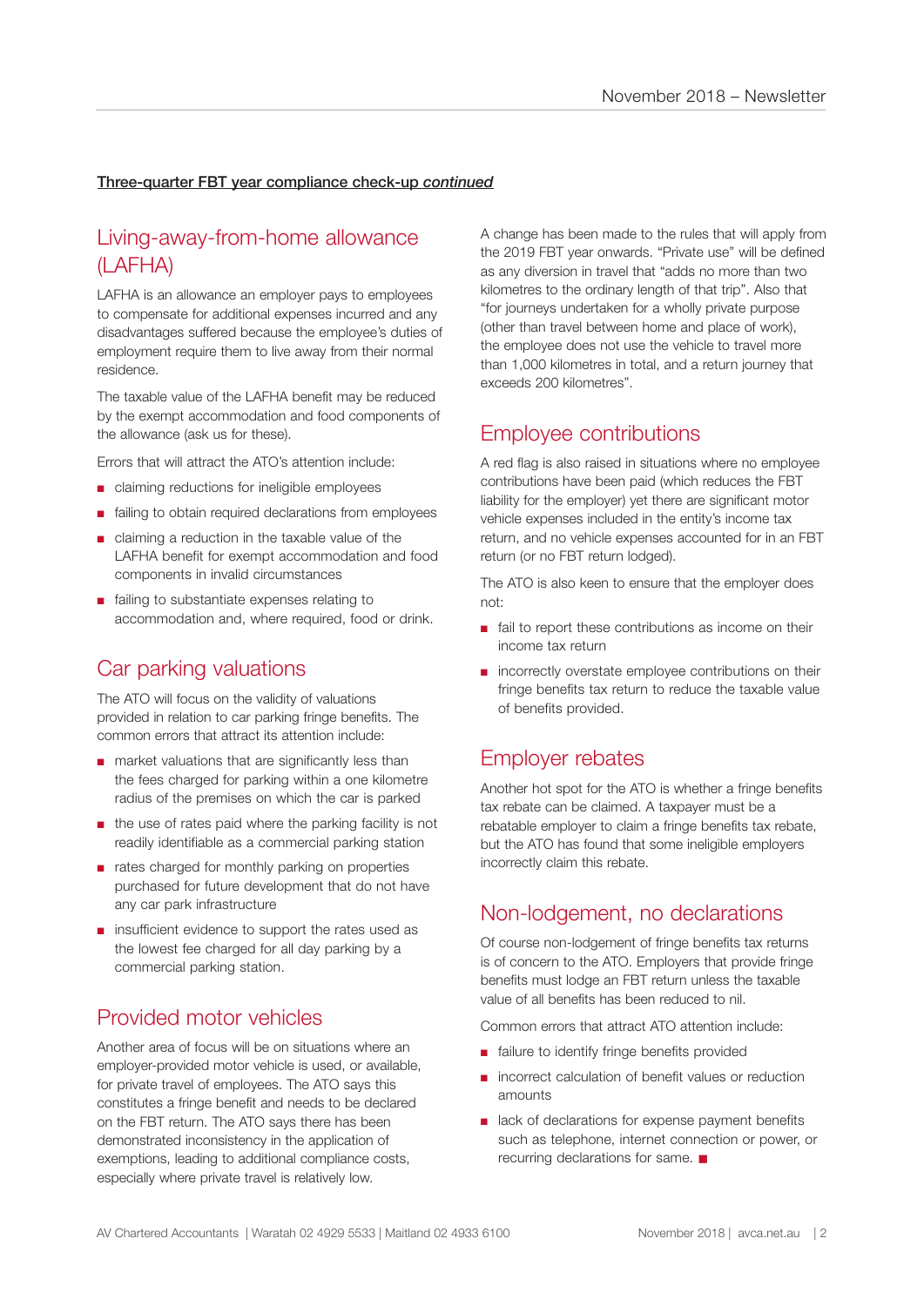**Three-quarter FBT year compliance check-up *continued***

## Living-away-from-home allowance (LAFHA)

LAFHA is an allowance an employer pays to employees to compensate for additional expenses incurred and any disadvantages suffered because the employee's duties of employment require them to live away from their normal residence.

The taxable value of the LAFHA benefit may be reduced by the exempt accommodation and food components of the allowance (ask us for these).

Errors that will attract the ATO's attention include:

- claiming reductions for ineligible employees
- failing to obtain required declarations from employees
- claiming a reduction in the taxable value of the LAFHA benefit for exempt accommodation and food components in invalid circumstances
- failing to substantiate expenses relating to accommodation and, where required, food or drink.

## Car parking valuations

The ATO will focus on the validity of valuations provided in relation to car parking fringe benefits. The common errors that attract its attention include:

- market valuations that are significantly less than the fees charged for parking within a one kilometre radius of the premises on which the car is parked
- the use of rates paid where the parking facility is not readily identifiable as a commercial parking station
- rates charged for monthly parking on properties purchased for future development that do not have any car park infrastructure
- insufficient evidence to support the rates used as the lowest fee charged for all day parking by a commercial parking station.

## Provided motor vehicles

Another area of focus will be on situations where an employer-provided motor vehicle is used, or available, for private travel of employees. The ATO says this constitutes a fringe benefit and needs to be declared on the FBT return. The ATO says there has been demonstrated inconsistency in the application of exemptions, leading to additional compliance costs, especially where private travel is relatively low.

A change has been made to the rules that will apply from the 2019 FBT year onwards. "Private use" will be defined as any diversion in travel that "adds no more than two kilometres to the ordinary length of that trip". Also that "for journeys undertaken for a wholly private purpose (other than travel between home and place of work), the employee does not use the vehicle to travel more than 1,000 kilometres in total, and a return journey that exceeds 200 kilometres".

## Employee contributions

A red flag is also raised in situations where no employee contributions have been paid (which reduces the FBT liability for the employer) yet there are significant motor vehicle expenses included in the entity's income tax return, and no vehicle expenses accounted for in an FBT return (or no FBT return lodged).

The ATO is also keen to ensure that the employer does not:

- fail to report these contributions as income on their income tax return
- incorrectly overstate employee contributions on their fringe benefits tax return to reduce the taxable value of benefits provided.

## Employer rebates

Another hot spot for the ATO is whether a fringe benefits tax rebate can be claimed. A taxpayer must be a rebatable employer to claim a fringe benefits tax rebate, but the ATO has found that some ineligible employers incorrectly claim this rebate.

## Non-lodgement, no declarations

Of course non-lodgement of fringe benefits tax returns is of concern to the ATO. Employers that provide fringe benefits must lodge an FBT return unless the taxable value of all benefits has been reduced to nil.

Common errors that attract ATO attention include:

- failure to identify fringe benefits provided
- incorrect calculation of benefit values or reduction amounts
- lack of declarations for expense payment benefits such as telephone, internet connection or power, or recurring declarations for same. ■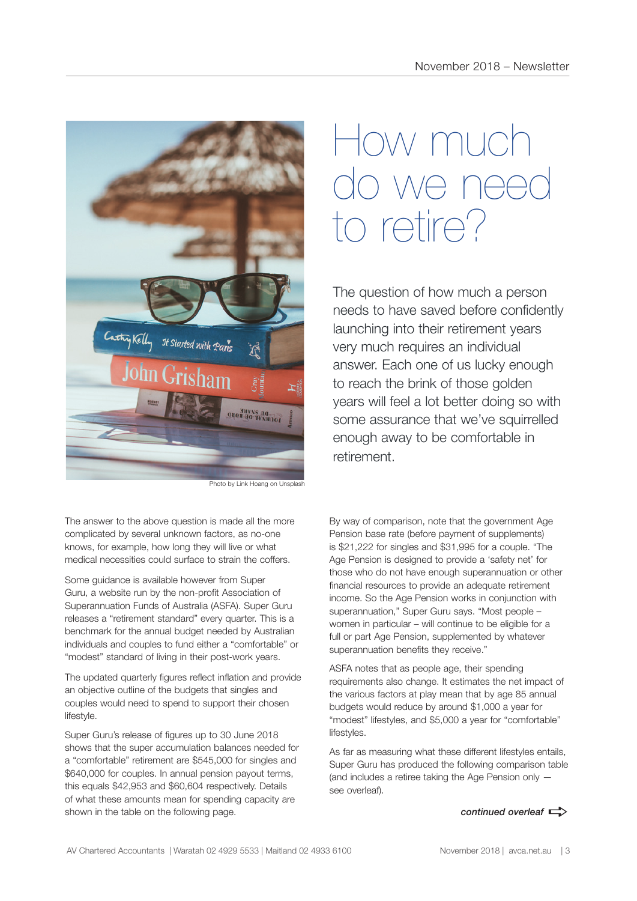# How much do we need to retire?

The question of how much a person needs to have saved before confidently launching into their retirement years very much requires an individual answer. Each one of us lucky enough to reach the brink of those golden years will feel a lot better doing so with some assurance that we've squirrelled enough away to be comfortable in retirement.

Photo by Link Hoang on Unsplash

The answer to the above question is made all the more complicated by several unknown factors, as no-one knows, for example, how long they will live or what medical necessities could surface to strain the coffers.

Some guidance is available however from Super Guru, a website run by the non-profit Association of Superannuation Funds of Australia (ASFA). Super Guru releases a "retirement standard" every quarter. This is a benchmark for the annual budget needed by Australian individuals and couples to fund either a "comfortable" or "modest" standard of living in their post-work years.

The updated quarterly figures reflect inflation and provide an objective outline of the budgets that singles and couples would need to spend to support their chosen lifestyle.

Super Guru's release of figures up to 30 June 2018 shows that the super accumulation balances needed for a "comfortable" retirement are $545,000 for singles and $640,000 for couples. In annual pension payout terms, this equals $42,953 and $60,604 respectively. Details of what these amounts mean for spending capacity are shown in the table on the following page.

By way of comparison, note that the government Age Pension base rate (before payment of supplements) is $21,222 for singles and $31,995 for a couple. "The Age Pension is designed to provide a 'safety net' for those who do not have enough superannuation or other financial resources to provide an adequate retirement income. So the Age Pension works in conjunction with superannuation," Super Guru says. "Most people – women in particular – will continue to be eligible for a full or part Age Pension, supplemented by whatever superannuation benefits they receive."

ASFA notes that as people age, their spending requirements also change. It estimates the net impact of the various factors at play mean that by age 85 annual budgets would reduce by around $1,000 a year for "modest" lifestyles, and $5,000 a year for "comfortable" lifestyles.

As far as measuring what these different lifestyles entails, Super Guru has produced the following comparison table (and includes a retiree taking the Age Pension only — see overleaf).

***continued overleaf***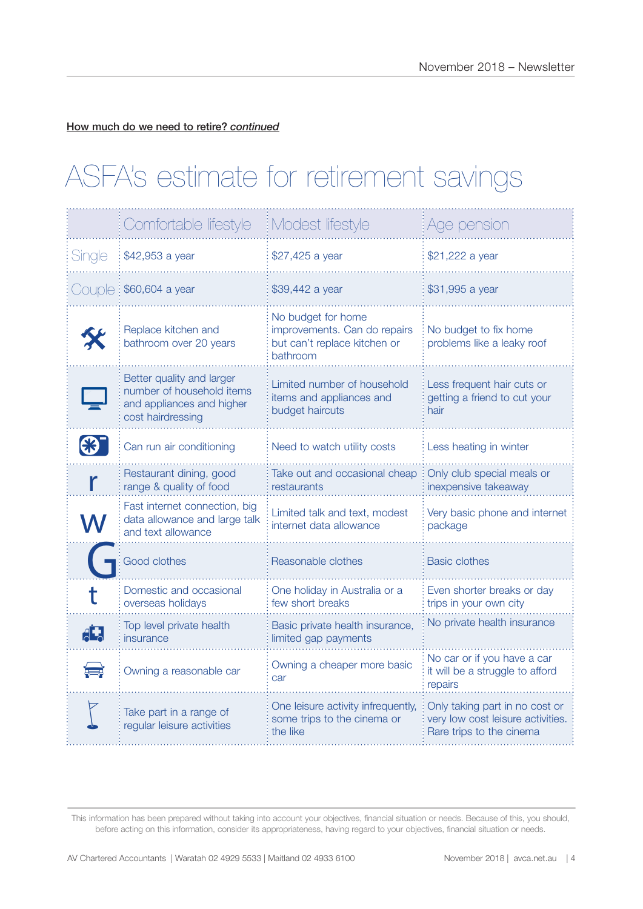**How much do we need to retire? *continued***

# ASFA's estimate for retirement savings

| | Comfortable lifestyle | Modest lifestyle | Age pension |
|---|---|---|---|
| Single | $42,953 a year | $27,425 a year | $21,222 a year |
| Couple | $60,604 a year | $39,442 a year | $31,995 a year |
| | Replace kitchen and bathroom over 20 years | No budget for home improvements. Can do repairs but can't replace kitchen or bathroom | No budget to fix home problems like a leaky roof |
| | Better quality and larger number of household items and appliances and higher cost hairdressing | Limited number of household items and appliances and budget haircuts | Less frequent hair cuts or getting a friend to cut your hair |
| | Can run air conditioning | Need to watch utility costs | Less heating in winter |
| | Restaurant dining, good range & quality of food | Take out and occasional cheap restaurants | Only club special meals or inexpensive takeaway |
| | Fast internet connection, big data allowance and large talk and text allowance | Limited talk and text, modest internet data allowance | Very basic phone and internet package |
| | Good clothes | Reasonable clothes | Basic clothes |
| | Domestic and occasional overseas holidays | One holiday in Australia or a few short breaks | Even shorter breaks or day trips in your own city |
| | Top level private health insurance | Basic private health insurance, limited gap payments | No private health insurance |
| | Owning a reasonable car | Owning a cheaper more basic car | No car or if you have a car it will be a struggle to afford repairs |
| | Take part in a range of regular leisure activities | One leisure activity infrequently, some trips to the cinema or the like | Only taking part in no cost or very low cost leisure activities. Rare trips to the cinema |

This information has been prepared without taking into account your objectives, financial situation or needs. Because of this, you should, before acting on this information, consider its appropriateness, having regard to your objectives, financial situation or needs.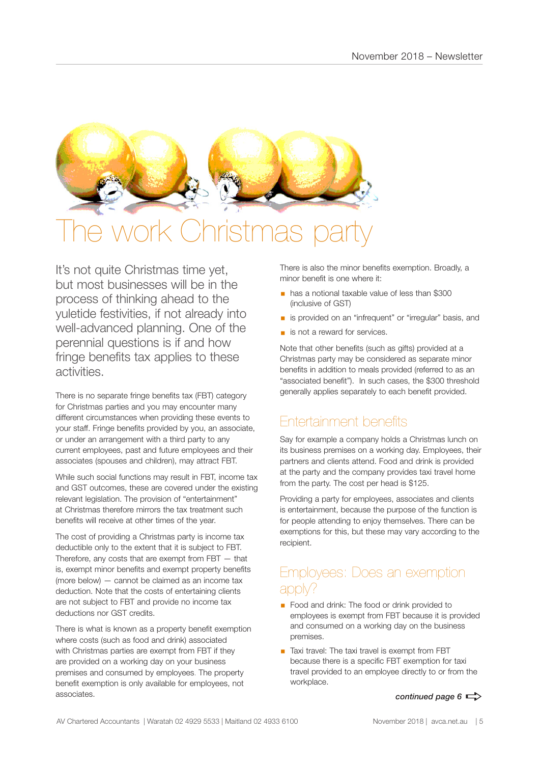# The work Christmas party

It's not quite Christmas time yet, but most businesses will be in the process of thinking ahead to the yuletide festivities, if not already into well-advanced planning. One of the perennial questions is if and how fringe benefits tax applies to these activities.

There is no separate fringe benefits tax (FBT) category for Christmas parties and you may encounter many different circumstances when providing these events to your staff. Fringe benefits provided by you, an associate, or under an arrangement with a third party to any current employees, past and future employees and their associates (spouses and children), may attract FBT.

While such social functions may result in FBT, income tax and GST outcomes, these are covered under the existing relevant legislation. The provision of "entertainment" at Christmas therefore mirrors the tax treatment such benefits will receive at other times of the year.

The cost of providing a Christmas party is income tax deductible only to the extent that it is subject to FBT. Therefore, any costs that are exempt from FBT — that is, exempt minor benefits and exempt property benefits (more below) — cannot be claimed as an income tax deduction. Note that the costs of entertaining clients are not subject to FBT and provide no income tax deductions nor GST credits.

There is what is known as a property benefit exemption where costs (such as food and drink) associated with Christmas parties are exempt from FBT if they are provided on a working day on your business premises and consumed by employees. The property benefit exemption is only available for employees, not associates.

There is also the minor benefits exemption. Broadly, a minor benefit is one where it:

- has a notional taxable value of less than $300 (inclusive of GST)
- is provided on an "infrequent" or "irregular" basis, and
- is not a reward for services.

Note that other benefits (such as gifts) provided at a Christmas party may be considered as separate minor benefits in addition to meals provided (referred to as an "associated benefit"). In such cases, the $300 threshold generally applies separately to each benefit provided.

## Entertainment benefits

Say for example a company holds a Christmas lunch on its business premises on a working day. Employees, their partners and clients attend. Food and drink is provided at the party and the company provides taxi travel home from the party. The cost per head is $125.

Providing a party for employees, associates and clients is entertainment, because the purpose of the function is for people attending to enjoy themselves. There can be exemptions for this, but these may vary according to the recipient.

## Employees: Does an exemption apply?

- Food and drink: The food or drink provided to employees is exempt from FBT because it is provided and consumed on a working day on the business premises.
- Taxi travel: The taxi travel is exempt from FBT because there is a specific FBT exemption for taxi travel provided to an employee directly to or from the workplace.

***continued page 6***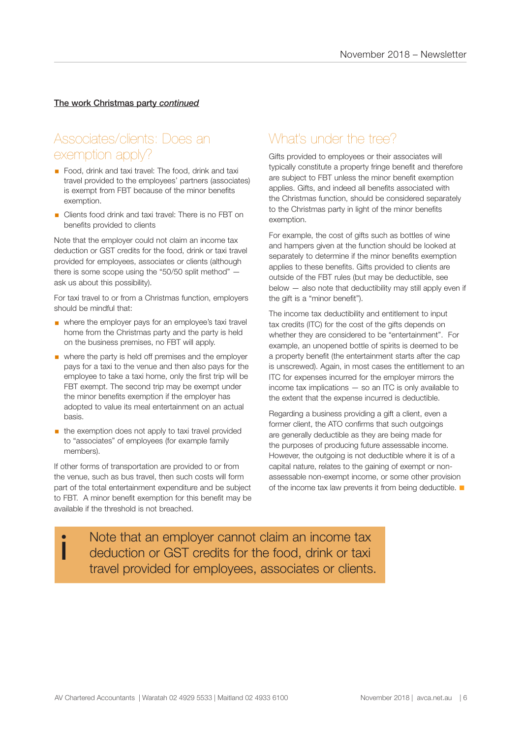**The work Christmas party *continued***

## Associates/clients: Does an exemption apply?

- Food, drink and taxi travel: The food, drink and taxi travel provided to the employees' partners (associates) is exempt from FBT because of the minor benefits exemption.
- Clients food drink and taxi travel: There is no FBT on benefits provided to clients

Note that the employer could not claim an income tax deduction or GST credits for the food, drink or taxi travel provided for employees, associates or clients (although there is some scope using the "50/50 split method" — ask us about this possibility).

For taxi travel to or from a Christmas function, employers should be mindful that:

- where the employer pays for an employee's taxi travel home from the Christmas party and the party is held on the business premises, no FBT will apply.
- where the party is held off premises and the employer pays for a taxi to the venue and then also pays for the employee to take a taxi home, only the first trip will be FBT exempt. The second trip may be exempt under the minor benefits exemption if the employer has adopted to value its meal entertainment on an actual basis.
- the exemption does not apply to taxi travel provided to "associates" of employees (for example family members).

If other forms of transportation are provided to or from the venue, such as bus travel, then such costs will form part of the total entertainment expenditure and be subject to FBT. A minor benefit exemption for this benefit may be available if the threshold is not breached.

## What's under the tree?

Gifts provided to employees or their associates will typically constitute a property fringe benefit and therefore are subject to FBT unless the minor benefit exemption applies. Gifts, and indeed all benefits associated with the Christmas function, should be considered separately to the Christmas party in light of the minor benefits exemption.

For example, the cost of gifts such as bottles of wine and hampers given at the function should be looked at separately to determine if the minor benefits exemption applies to these benefits. Gifts provided to clients are outside of the FBT rules (but may be deductible, see below — also note that deductibility may still apply even if the gift is a "minor benefit").

The income tax deductibility and entitlement to input tax credits (ITC) for the cost of the gifts depends on whether they are considered to be "entertainment". For example, an unopened bottle of spirits is deemed to be a property benefit (the entertainment starts after the cap is unscrewed). Again, in most cases the entitlement to an ITC for expenses incurred for the employer mirrors the income tax implications — so an ITC is only available to the extent that the expense incurred is deductible.

Regarding a business providing a gift a client, even a former client, the ATO confirms that such outgoings are generally deductible as they are being made for the purposes of producing future assessable income. However, the outgoing is not deductible where it is of a capital nature, relates to the gaining of exempt or non-assessable non-exempt income, or some other provision of the income tax law prevents it from being deductible.

> Note that an employer cannot claim an income tax deduction or GST credits for the food, drink or taxi travel provided for employees, associates or clients.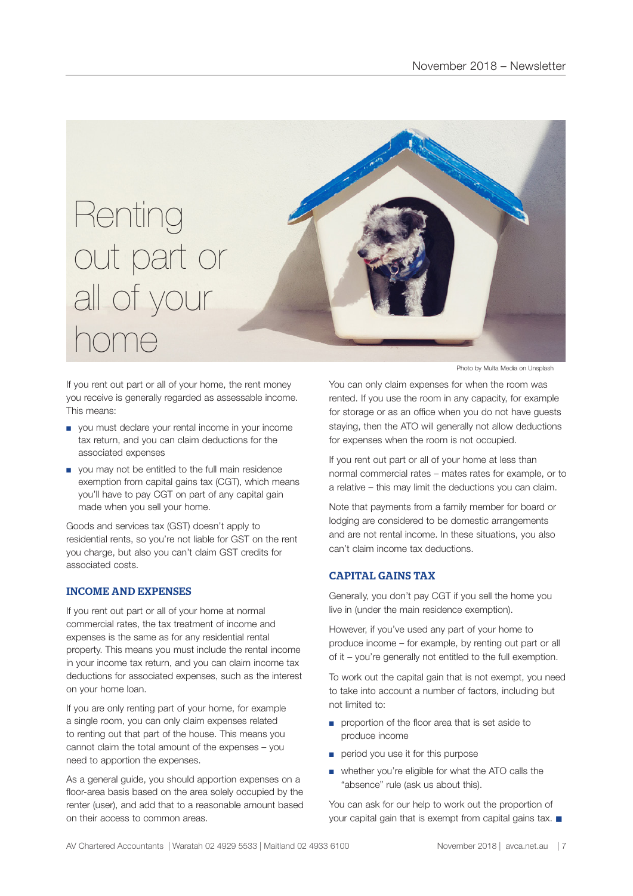# Renting out part or all of your home

Photo by Multa Media on Unsplash

If you rent out part or all of your home, the rent money you receive is generally regarded as assessable income. This means:

- you must declare your rental income in your income tax return, and you can claim deductions for the associated expenses
- you may not be entitled to the full main residence exemption from capital gains tax (CGT), which means you'll have to pay CGT on part of any capital gain made when you sell your home.

Goods and services tax (GST) doesn't apply to residential rents, so you're not liable for GST on the rent you charge, but also you can't claim GST credits for associated costs.

## INCOME AND EXPENSES

If you rent out part or all of your home at normal commercial rates, the tax treatment of income and expenses is the same as for any residential rental property. This means you must include the rental income in your income tax return, and you can claim income tax deductions for associated expenses, such as the interest on your home loan.

If you are only renting part of your home, for example a single room, you can only claim expenses related to renting out that part of the house. This means you cannot claim the total amount of the expenses – you need to apportion the expenses.

As a general guide, you should apportion expenses on a floor-area basis based on the area solely occupied by the renter (user), and add that to a reasonable amount based on their access to common areas.

You can only claim expenses for when the room was rented. If you use the room in any capacity, for example for storage or as an office when you do not have guests staying, then the ATO will generally not allow deductions for expenses when the room is not occupied.

If you rent out part or all of your home at less than normal commercial rates – mates rates for example, or to a relative – this may limit the deductions you can claim.

Note that payments from a family member for board or lodging are considered to be domestic arrangements and are not rental income. In these situations, you also can't claim income tax deductions.

## CAPITAL GAINS TAX

Generally, you don't pay CGT if you sell the home you live in (under the main residence exemption).

However, if you've used any part of your home to produce income – for example, by renting out part or all of it – you're generally not entitled to the full exemption.

To work out the capital gain that is not exempt, you need to take into account a number of factors, including but not limited to:

- proportion of the floor area that is set aside to produce income
- period you use it for this purpose
- whether you're eligible for what the ATO calls the "absence" rule (ask us about this).

You can ask for our help to work out the proportion of your capital gain that is exempt from capital gains tax. ■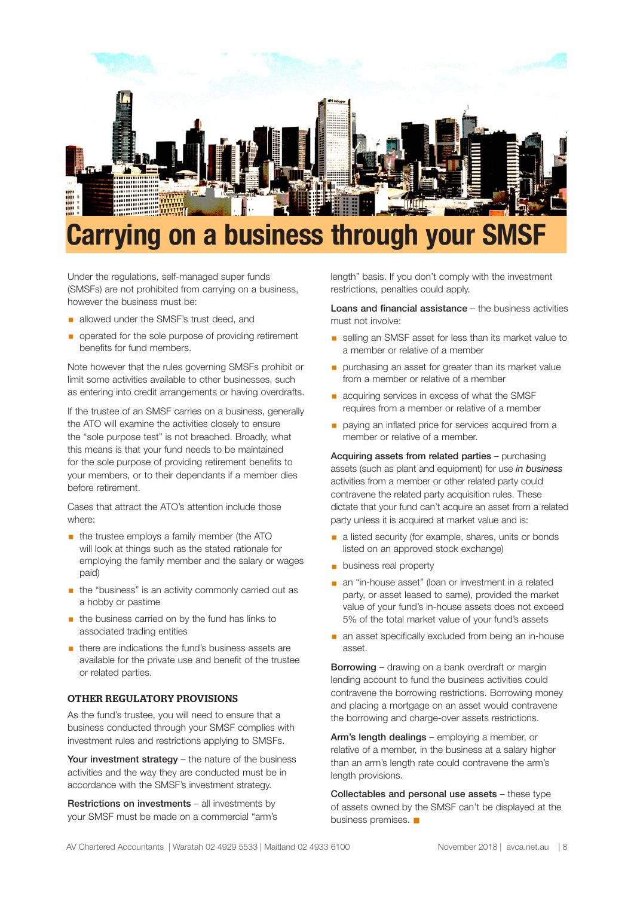# Carrying on a business through your SMSF

Under the regulations, self-managed super funds (SMSFs) are not prohibited from carrying on a business, however the business must be:

- allowed under the SMSF's trust deed, and
- operated for the sole purpose of providing retirement benefits for fund members.

Note however that the rules governing SMSFs prohibit or limit some activities available to other businesses, such as entering into credit arrangements or having overdrafts.

If the trustee of an SMSF carries on a business, generally the ATO will examine the activities closely to ensure the "sole purpose test" is not breached. Broadly, what this means is that your fund needs to be maintained for the sole purpose of providing retirement benefits to your members, or to their dependants if a member dies before retirement.

Cases that attract the ATO's attention include those where:

- the trustee employs a family member (the ATO will look at things such as the stated rationale for employing the family member and the salary or wages paid)
- the "business" is an activity commonly carried out as a hobby or pastime
- the business carried on by the fund has links to associated trading entities
- there are indications the fund's business assets are available for the private use and benefit of the trustee or related parties.

## OTHER REGULATORY PROVISIONS

As the fund's trustee, you will need to ensure that a business conducted through your SMSF complies with investment rules and restrictions applying to SMSFs.

**Your investment strategy** – the nature of the business activities and the way they are conducted must be in accordance with the SMSF's investment strategy.

**Restrictions on investments** – all investments by your SMSF must be made on a commercial "arm's length" basis. If you don't comply with the investment restrictions, penalties could apply.

**Loans and financial assistance** – the business activities must not involve:

- selling an SMSF asset for less than its market value to a member or relative of a member
- purchasing an asset for greater than its market value from a member or relative of a member
- acquiring services in excess of what the SMSF requires from a member or relative of a member
- paying an inflated price for services acquired from a member or relative of a member.

**Acquiring assets from related parties** – purchasing assets (such as plant and equipment) for use *in business* activities from a member or other related party could contravene the related party acquisition rules. These dictate that your fund can't acquire an asset from a related party unless it is acquired at market value and is:

- a listed security (for example, shares, units or bonds listed on an approved stock exchange)
- business real property
- an "in-house asset" (loan or investment in a related party, or asset leased to same), provided the market value of your fund's in-house assets does not exceed 5% of the total market value of your fund's assets
- an asset specifically excluded from being an in-house asset.

**Borrowing** – drawing on a bank overdraft or margin lending account to fund the business activities could contravene the borrowing restrictions. Borrowing money and placing a mortgage on an asset would contravene the borrowing and charge-over assets restrictions.

**Arm's length dealings** – employing a member, or relative of a member, in the business at a salary higher than an arm's length rate could contravene the arm's length provisions.

**Collectables and personal use assets** – these type of assets owned by the SMSF can't be displayed at the business premises. ■